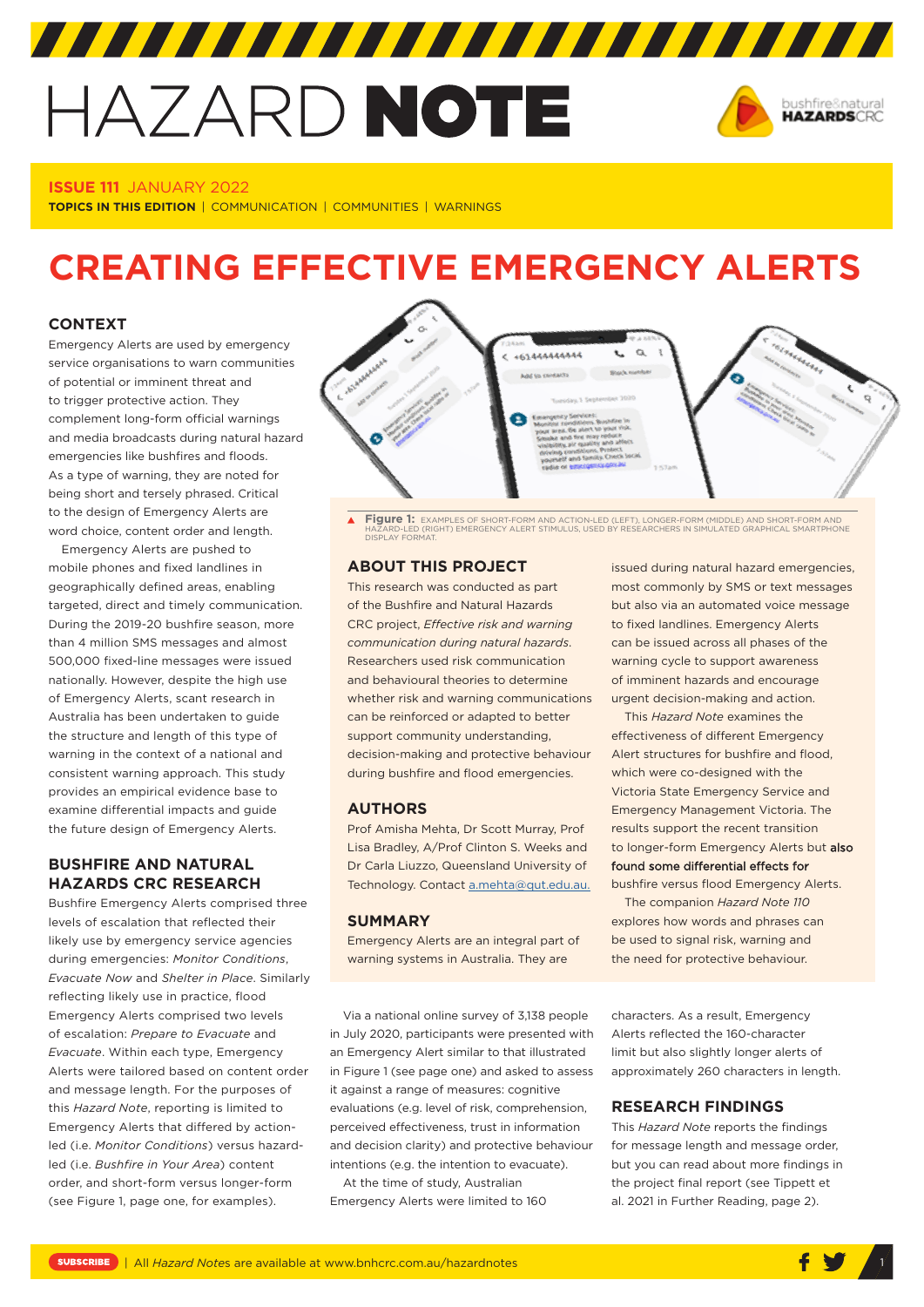# HAZARD NOTE

**ISSUE 111** JANUARY 2022

**TOPICS IN THIS EDITION** | COMMUNICATION | COMMUNITIES | WARNINGS

# CREATING EFFECTIVE EMERGENCY ALERTS

## CONTEXT

Emergency Alerts are used by emergency service organisations to warn communities of potential or imminent threat and to trigger protective action. They complement long-form official warnings and media broadcasts during natural hazard emergencies like bushfires and floods. As a type of warning, they are noted for being short and tersely phrased. Critical to the design of Emergency Alerts are word choice, content order and length.

Emergency Alerts are pushed to mobile phones and fixed landlines in geographically defined areas, enabling targeted, direct and timely communication. During the 2019-20 bushfire season, more than 4 million SMS messages and almost 500,000 fixed-line messages were issued nationally. However, despite the high use of Emergency Alerts, scant research in Australia has been undertaken to guide the structure and length of this type of warning in the context of a national and consistent warning approach. This study provides an empirical evidence base to examine differential impacts and guide the future design of Emergency Alerts.

## BUSHFIRE AND NATURAL HAZARDS CRC RESEARCH

Bushfire Emergency Alerts comprised three levels of escalation that reflected their likely use by emergency service agencies during emergencies: *Monitor Conditions*, *Evacuate Now* and *Shelter in Place*. Similarly reflecting likely use in practice, flood Emergency Alerts comprised two levels of escalation: *Prepare to Evacuate* and *Evacuate*. Within each type, Emergency Alerts were tailored based on content order and message length. For the purposes of this *Hazard Note*, reporting is limited to Emergency Alerts that differed by action-led (i.e. *Monitor Conditions*) versus hazard-led (i.e. *Bushfire in Your Area*) content order, and short-form versus longer-form (see Figure 1, page one, for examples).

**Figure 1:** EXAMPLES OF SHORT-FORM AND ACTION-LED (LEFT), LONGER-FORM (MIDDLE) AND SHORT-FORM AND HAZARD-LED (RIGHT) EMERGENCY ALERT STIMULUS, USED BY RESEARCHERS IN SIMULATED GRAPHICAL SMARTPHONE DISPLAY FORMAT.

## ABOUT THIS PROJECT

This research was conducted as part of the Bushfire and Natural Hazards CRC project, *Effective risk and warning communication during natural hazards*. Researchers used risk communication and behavioural theories to determine whether risk and warning communications can be reinforced or adapted to better support community understanding, decision-making and protective behaviour during bushfire and flood emergencies.

## AUTHORS

Prof Amisha Mehta, Dr Scott Murray, Prof Lisa Bradley, A/Prof Clinton S. Weeks and Dr Carla Liuzzo, Queensland University of Technology. Contact a.mehta@qut.edu.au.

## SUMMARY

Emergency Alerts are an integral part of warning systems in Australia. They are issued during natural hazard emergencies, most commonly by SMS or text messages but also via an automated voice message to fixed landlines. Emergency Alerts can be issued across all phases of the warning cycle to support awareness of imminent hazards and encourage urgent decision-making and action.

This *Hazard Note* examines the effectiveness of different Emergency Alert structures for bushfire and flood, which were co-designed with the Victoria State Emergency Service and Emergency Management Victoria. The results support the recent transition to longer-form Emergency Alerts but also found some differential effects for bushfire versus flood Emergency Alerts.

The companion *Hazard Note 110* explores how words and phrases can be used to signal risk, warning and the need for protective behaviour.

Via a national online survey of 3,138 people in July 2020, participants were presented with an Emergency Alert similar to that illustrated in Figure 1 (see page one) and asked to assess it against a range of measures: cognitive evaluations (e.g. level of risk, comprehension, perceived effectiveness, trust in information and decision clarity) and protective behaviour intentions (e.g. the intention to evacuate).

At the time of study, Australian Emergency Alerts were limited to 160 characters. As a result, Emergency Alerts reflected the 160-character limit but also slightly longer alerts of approximately 260 characters in length.

## RESEARCH FINDINGS

This *Hazard Note* reports the findings for message length and message order, but you can read about more findings in the project final report (see Tippett et al. 2021 in Further Reading, page 2).

SUBSCRIBE | All *Hazard Notes* are available at www.bnhcrc.com.au/hazardnotes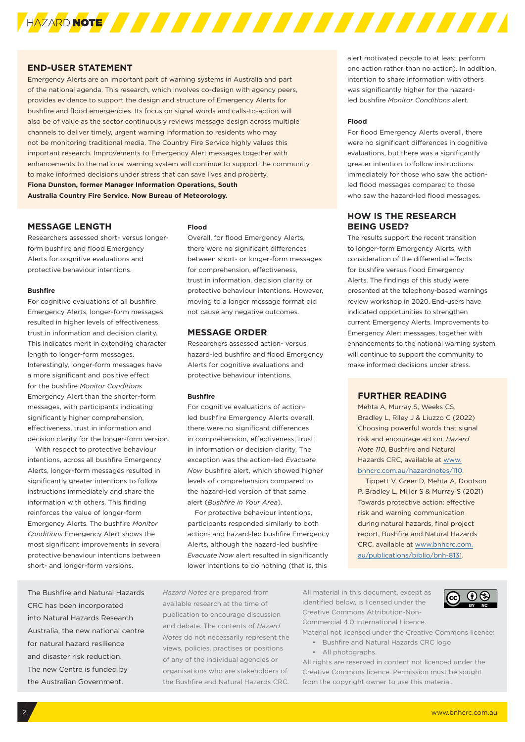## END-USER STATEMENT

Emergency Alerts are an important part of warning systems in Australia and part of the national agenda. This research, which involves co-design with agency peers, provides evidence to support the design and structure of Emergency Alerts for bushfire and flood emergencies. Its focus on signal words and calls-to-action will also be of value as the sector continuously reviews message design across multiple channels to deliver timely, urgent warning information to residents who may not be monitoring traditional media. The Country Fire Service highly values this important research. Improvements to Emergency Alert messages together with enhancements to the national warning system will continue to support the community to make informed decisions under stress that can save lives and property.

**Fiona Dunston, former Manager Information Operations, South Australia Country Fire Service. Now Bureau of Meteorology.**

## MESSAGE LENGTH

Researchers assessed short- versus longer-form bushfire and flood Emergency Alerts for cognitive evaluations and protective behaviour intentions.

#### Bushfire

For cognitive evaluations of all bushfire Emergency Alerts, longer-form messages resulted in higher levels of effectiveness, trust in information and decision clarity. This indicates merit in extending character length to longer-form messages. Interestingly, longer-form messages have a more significant and positive effect for the bushfire *Monitor Conditions* Emergency Alert than the shorter-form messages, with participants indicating significantly higher comprehension, effectiveness, trust in information and decision clarity for the longer-form version.

With respect to protective behaviour intentions, across all bushfire Emergency Alerts, longer-form messages resulted in significantly greater intentions to follow instructions immediately and share the information with others. This finding reinforces the value of longer-form Emergency Alerts. The bushfire *Monitor Conditions* Emergency Alert shows the most significant improvements in several protective behaviour intentions between short- and longer-form versions.

#### Flood

Overall, for flood Emergency Alerts, there were no significant differences between short- or longer-form messages for comprehension, effectiveness, trust in information, decision clarity or protective behaviour intentions. However, moving to a longer message format did not cause any negative outcomes.

## MESSAGE ORDER

Researchers assessed action- versus hazard-led bushfire and flood Emergency Alerts for cognitive evaluations and protective behaviour intentions.

#### Bushfire

For cognitive evaluations of action-led bushfire Emergency Alerts overall, there were no significant differences in comprehension, effectiveness, trust in information or decision clarity. The exception was the action-led *Evacuate Now* bushfire alert, which showed higher levels of comprehension compared to the hazard-led version of that same alert (*Bushfire in Your Area*).

For protective behaviour intentions, participants responded similarly to both action- and hazard-led bushfire Emergency Alerts, although the hazard-led bushfire *Evacuate Now* alert resulted in significantly lower intentions to do nothing (that is, this alert motivated people to at least perform one action rather than no action). In addition, intention to share information with others was significantly higher for the hazard-led bushfire *Monitor Conditions* alert.

#### Flood

For flood Emergency Alerts overall, there were no significant differences in cognitive evaluations, but there was a significantly greater intention to follow instructions immediately for those who saw the action-led flood messages compared to those who saw the hazard-led flood messages.

## HOW IS THE RESEARCH BEING USED?

The results support the recent transition to longer-form Emergency Alerts, with consideration of the differential effects for bushfire versus flood Emergency Alerts. The findings of this study were presented at the telephony-based warnings review workshop in 2020. End-users have indicated opportunities to strengthen current Emergency Alerts. Improvements to Emergency Alert messages, together with enhancements to the national warning system, will continue to support the community to make informed decisions under stress.

## FURTHER READING

Mehta A, Murray S, Weeks CS, Bradley L, Riley J & Liuzzo C (2022) Choosing powerful words that signal risk and encourage action, *Hazard Note 110*, Bushfire and Natural Hazards CRC, available at www.bnhcrc.com.au/hazardnotes/110.

Tippett V, Greer D, Mehta A, Dootson P, Bradley L, Miller S & Murray S (2021) Towards protective action: effective risk and warning communication during natural hazards, final project report, Bushfire and Natural Hazards CRC, available at www.bnhcrc.com.au/publications/biblio/bnh-8131.

The Bushfire and Natural Hazards CRC has been incorporated into Natural Hazards Research Australia, the new national centre for natural hazard resilience and disaster risk reduction. The new Centre is funded by the Australian Government.

*Hazard Notes* are prepared from available research at the time of publication to encourage discussion and debate. The contents of *Hazard Notes* do not necessarily represent the views, policies, practises or positions of any of the individual agencies or organisations who are stakeholders of the Bushfire and Natural Hazards CRC.

All material in this document, except as identified below, is licensed under the Creative Commons Attribution-Non-Commercial 4.0 International Licence.

Material not licensed under the Creative Commons licence:

- Bushfire and Natural Hazards CRC logo
- All photographs.

All rights are reserved in content not licenced under the Creative Commons licence. Permission must be sought from the copyright owner to use this material.